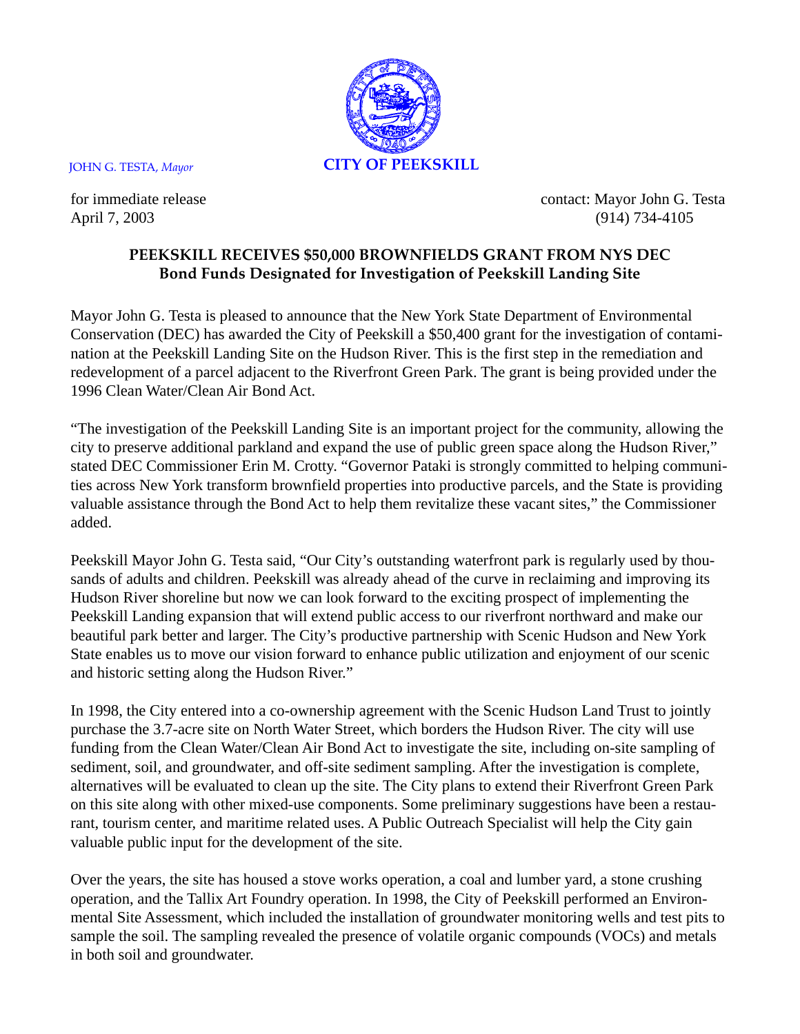JOHN G. TESTA, *Mayor*

**CITY OF PEEKSKILL**

for immediate release
April 7, 2003

contact: Mayor John G. Testa
(914) 734-4105

## PEEKSKILL RECEIVES $50,000 BROWNFIELDS GRANT FROM NYS DEC
### Bond Funds Designated for Investigation of Peekskill Landing Site

Mayor John G. Testa is pleased to announce that the New York State Department of Environmental Conservation (DEC) has awarded the City of Peekskill a $50,400 grant for the investigation of contamination at the Peekskill Landing Site on the Hudson River. This is the first step in the remediation and redevelopment of a parcel adjacent to the Riverfront Green Park. The grant is being provided under the 1996 Clean Water/Clean Air Bond Act.

"The investigation of the Peekskill Landing Site is an important project for the community, allowing the city to preserve additional parkland and expand the use of public green space along the Hudson River," stated DEC Commissioner Erin M. Crotty. "Governor Pataki is strongly committed to helping communities across New York transform brownfield properties into productive parcels, and the State is providing valuable assistance through the Bond Act to help them revitalize these vacant sites," the Commissioner added.

Peekskill Mayor John G. Testa said, "Our City's outstanding waterfront park is regularly used by thousands of adults and children. Peekskill was already ahead of the curve in reclaiming and improving its Hudson River shoreline but now we can look forward to the exciting prospect of implementing the Peekskill Landing expansion that will extend public access to our riverfront northward and make our beautiful park better and larger. The City's productive partnership with Scenic Hudson and New York State enables us to move our vision forward to enhance public utilization and enjoyment of our scenic and historic setting along the Hudson River."

In 1998, the City entered into a co-ownership agreement with the Scenic Hudson Land Trust to jointly purchase the 3.7-acre site on North Water Street, which borders the Hudson River. The city will use funding from the Clean Water/Clean Air Bond Act to investigate the site, including on-site sampling of sediment, soil, and groundwater, and off-site sediment sampling. After the investigation is complete, alternatives will be evaluated to clean up the site. The City plans to extend their Riverfront Green Park on this site along with other mixed-use components. Some preliminary suggestions have been a restaurant, tourism center, and maritime related uses. A Public Outreach Specialist will help the City gain valuable public input for the development of the site.

Over the years, the site has housed a stove works operation, a coal and lumber yard, a stone crushing operation, and the Tallix Art Foundry operation. In 1998, the City of Peekskill performed an Environmental Site Assessment, which included the installation of groundwater monitoring wells and test pits to sample the soil. The sampling revealed the presence of volatile organic compounds (VOCs) and metals in both soil and groundwater.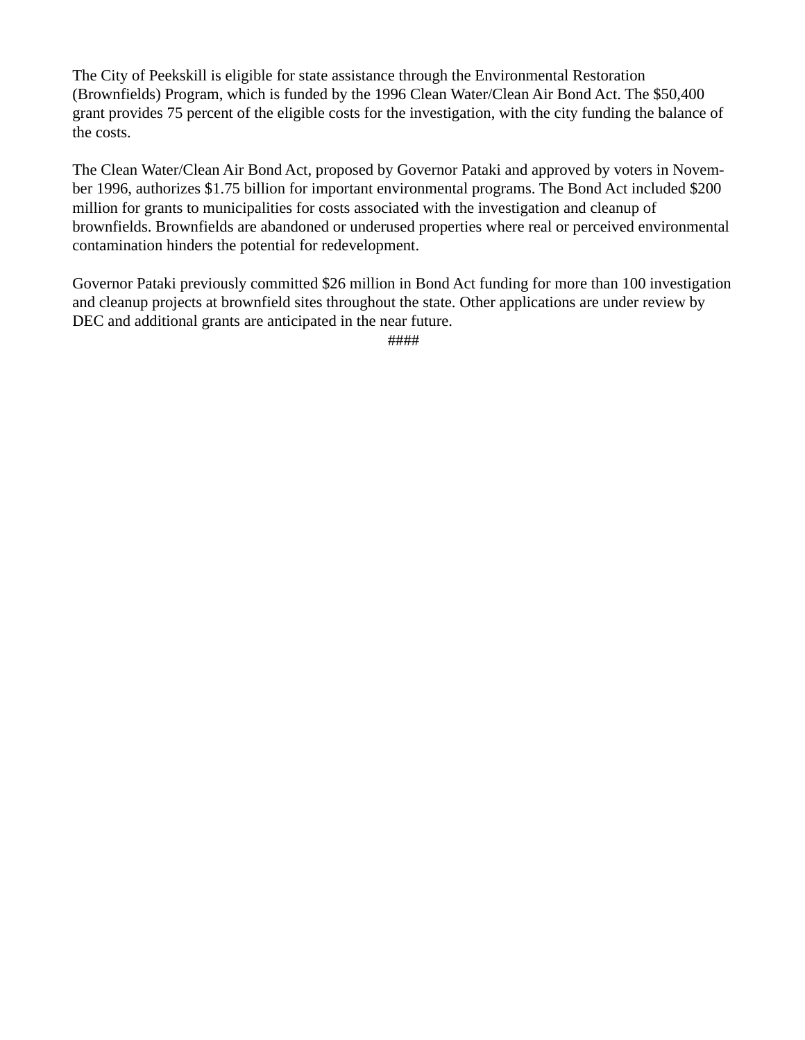The City of Peekskill is eligible for state assistance through the Environmental Restoration (Brownfields) Program, which is funded by the 1996 Clean Water/Clean Air Bond Act. The $50,400 grant provides 75 percent of the eligible costs for the investigation, with the city funding the balance of the costs.

The Clean Water/Clean Air Bond Act, proposed by Governor Pataki and approved by voters in November 1996, authorizes $1.75 billion for important environmental programs. The Bond Act included $200 million for grants to municipalities for costs associated with the investigation and cleanup of brownfields. Brownfields are abandoned or underused properties where real or perceived environmental contamination hinders the potential for redevelopment.

Governor Pataki previously committed $26 million in Bond Act funding for more than 100 investigation and cleanup projects at brownfield sites throughout the state. Other applications are under review by DEC and additional grants are anticipated in the near future.

####